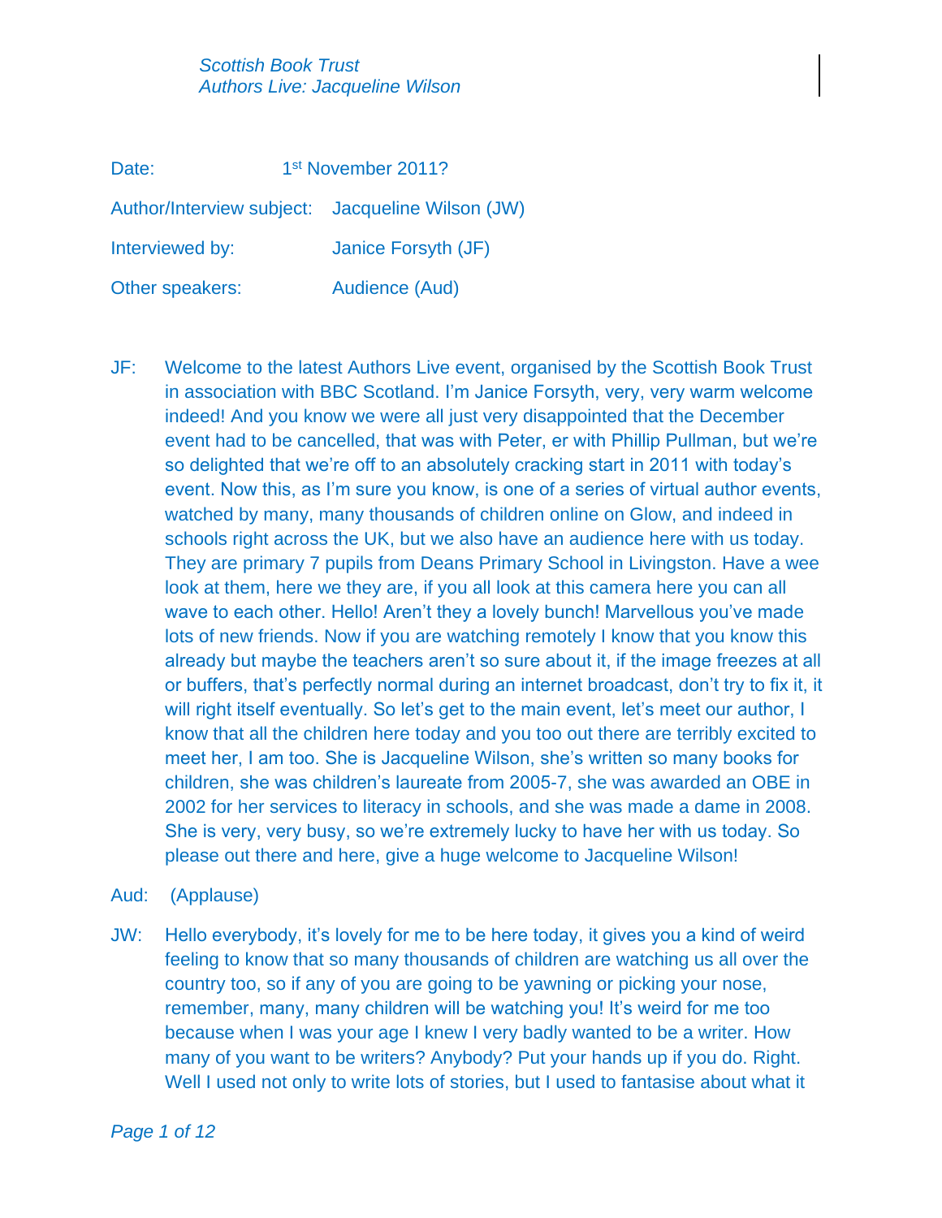*Scottish Book Trust*
*Authors Live: Jacqueline Wilson*

| | |
|---|---|
| Date: | 1st November 2011? |
| Author/Interview subject: | Jacqueline Wilson (JW) |
| Interviewed by: | Janice Forsyth (JF) |
| Other speakers: | Audience (Aud) |

JF: Welcome to the latest Authors Live event, organised by the Scottish Book Trust in association with BBC Scotland. I'm Janice Forsyth, very, very warm welcome indeed! And you know we were all just very disappointed that the December event had to be cancelled, that was with Peter, er with Phillip Pullman, but we're so delighted that we're off to an absolutely cracking start in 2011 with today's event. Now this, as I'm sure you know, is one of a series of virtual author events, watched by many, many thousands of children online on Glow, and indeed in schools right across the UK, but we also have an audience here with us today. They are primary 7 pupils from Deans Primary School in Livingston. Have a wee look at them, here we they are, if you all look at this camera here you can all wave to each other. Hello! Aren't they a lovely bunch! Marvellous you've made lots of new friends. Now if you are watching remotely I know that you know this already but maybe the teachers aren't so sure about it, if the image freezes at all or buffers, that's perfectly normal during an internet broadcast, don't try to fix it, it will right itself eventually. So let's get to the main event, let's meet our author, I know that all the children here today and you too out there are terribly excited to meet her, I am too. She is Jacqueline Wilson, she's written so many books for children, she was children's laureate from 2005-7, she was awarded an OBE in 2002 for her services to literacy in schools, and she was made a dame in 2008. She is very, very busy, so we're extremely lucky to have her with us today. So please out there and here, give a huge welcome to Jacqueline Wilson!

Aud: (Applause)

JW: Hello everybody, it's lovely for me to be here today, it gives you a kind of weird feeling to know that so many thousands of children are watching us all over the country too, so if any of you are going to be yawning or picking your nose, remember, many, many children will be watching you! It's weird for me too because when I was your age I knew I very badly wanted to be a writer. How many of you want to be writers? Anybody? Put your hands up if you do. Right. Well I used not only to write lots of stories, but I used to fantasise about what it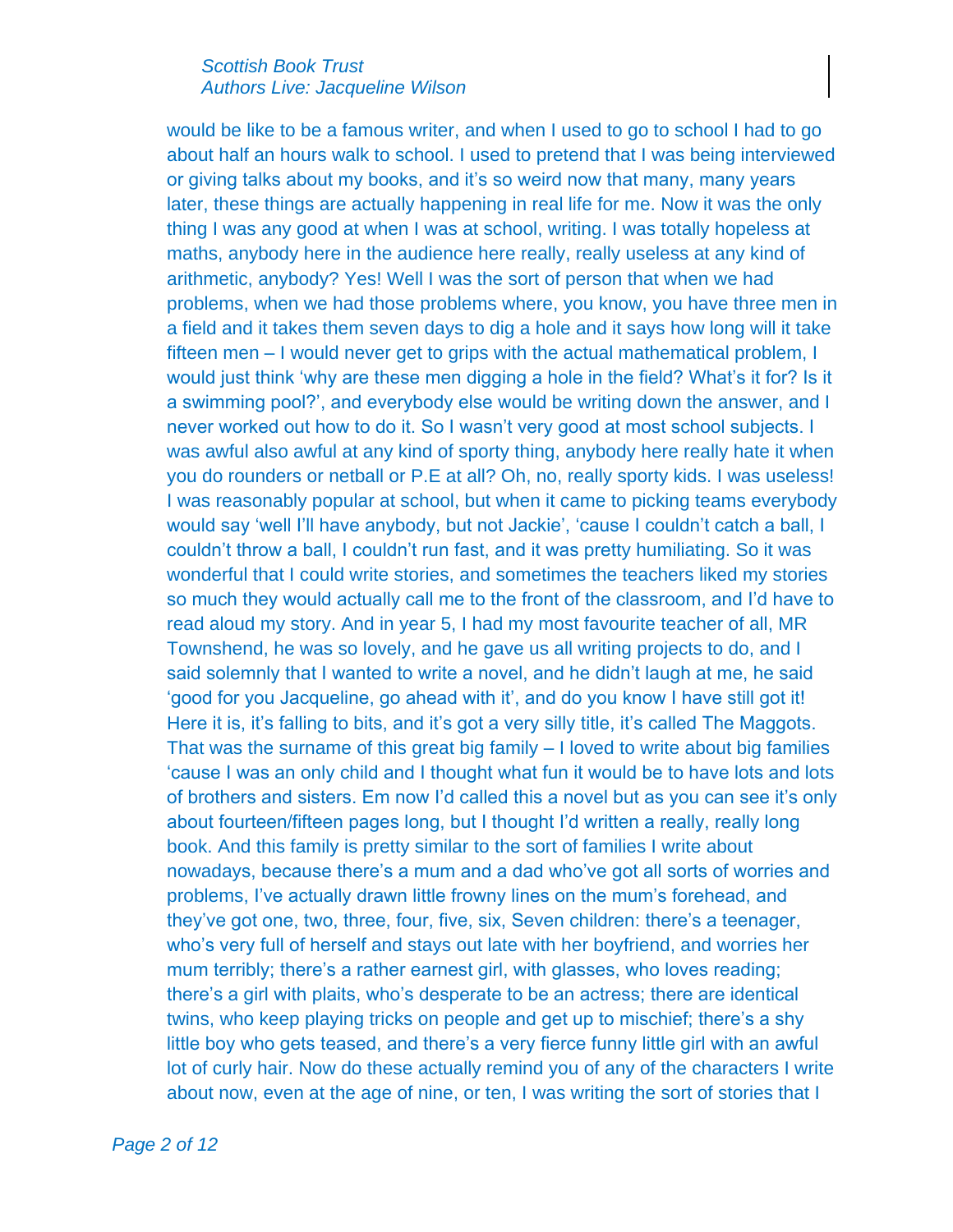would be like to be a famous writer, and when I used to go to school I had to go about half an hours walk to school. I used to pretend that I was being interviewed or giving talks about my books, and it's so weird now that many, many years later, these things are actually happening in real life for me. Now it was the only thing I was any good at when I was at school, writing. I was totally hopeless at maths, anybody here in the audience here really, really useless at any kind of arithmetic, anybody? Yes! Well I was the sort of person that when we had problems, when we had those problems where, you know, you have three men in a field and it takes them seven days to dig a hole and it says how long will it take fifteen men – I would never get to grips with the actual mathematical problem, I would just think 'why are these men digging a hole in the field? What's it for? Is it a swimming pool?', and everybody else would be writing down the answer, and I never worked out how to do it. So I wasn't very good at most school subjects. I was awful also awful at any kind of sporty thing, anybody here really hate it when you do rounders or netball or P.E at all? Oh, no, really sporty kids. I was useless! I was reasonably popular at school, but when it came to picking teams everybody would say 'well I'll have anybody, but not Jackie', 'cause I couldn't catch a ball, I couldn't throw a ball, I couldn't run fast, and it was pretty humiliating. So it was wonderful that I could write stories, and sometimes the teachers liked my stories so much they would actually call me to the front of the classroom, and I'd have to read aloud my story. And in year 5, I had my most favourite teacher of all, MR Townshend, he was so lovely, and he gave us all writing projects to do, and I said solemnly that I wanted to write a novel, and he didn't laugh at me, he said 'good for you Jacqueline, go ahead with it', and do you know I have still got it! Here it is, it's falling to bits, and it's got a very silly title, it's called The Maggots. That was the surname of this great big family – I loved to write about big families 'cause I was an only child and I thought what fun it would be to have lots and lots of brothers and sisters. Em now I'd called this a novel but as you can see it's only about fourteen/fifteen pages long, but I thought I'd written a really, really long book. And this family is pretty similar to the sort of families I write about nowadays, because there's a mum and a dad who've got all sorts of worries and problems, I've actually drawn little frowny lines on the mum's forehead, and they've got one, two, three, four, five, six, Seven children: there's a teenager, who's very full of herself and stays out late with her boyfriend, and worries her mum terribly; there's a rather earnest girl, with glasses, who loves reading; there's a girl with plaits, who's desperate to be an actress; there are identical twins, who keep playing tricks on people and get up to mischief; there's a shy little boy who gets teased, and there's a very fierce funny little girl with an awful lot of curly hair. Now do these actually remind you of any of the characters I write about now, even at the age of nine, or ten, I was writing the sort of stories that I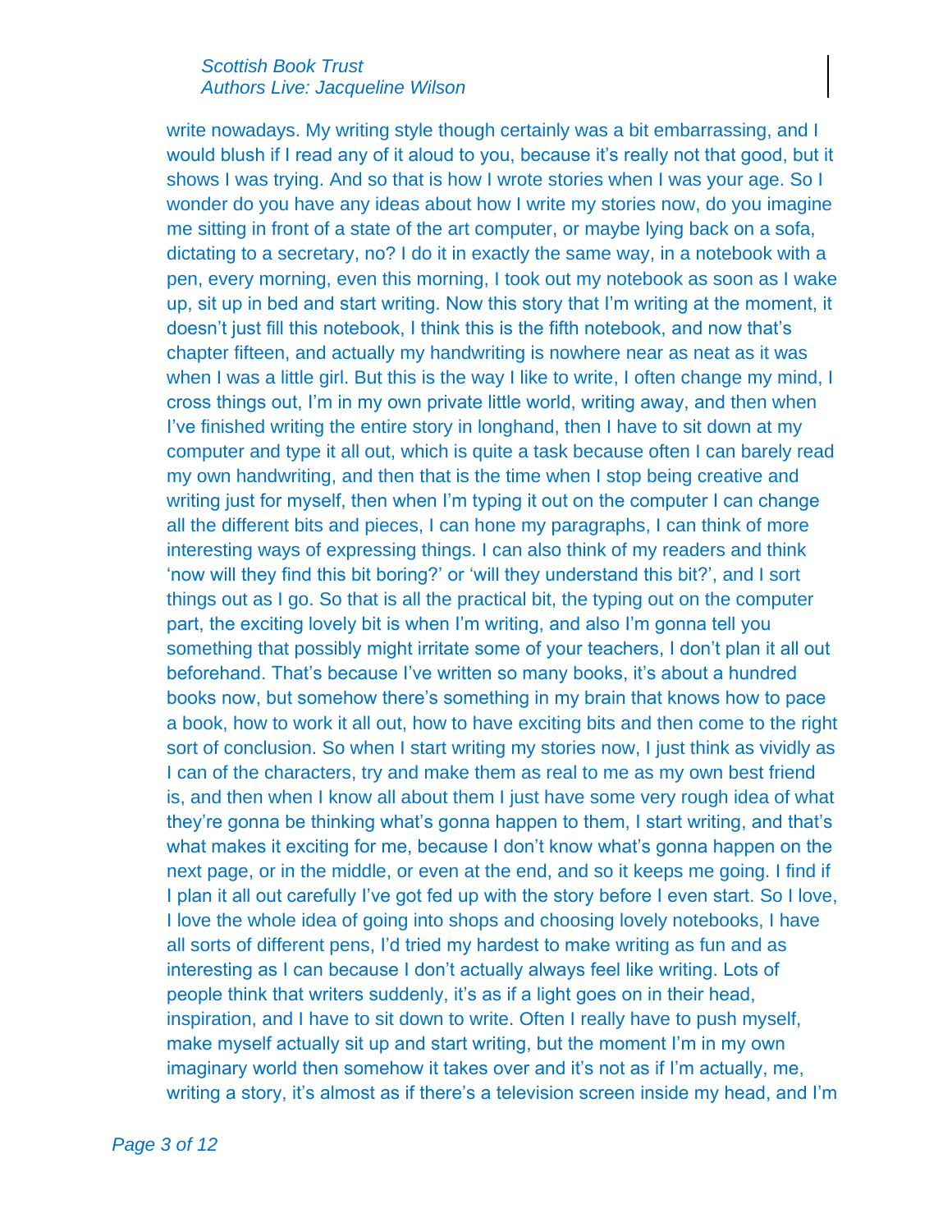write nowadays. My writing style though certainly was a bit embarrassing, and I would blush if I read any of it aloud to you, because it's really not that good, but it shows I was trying. And so that is how I wrote stories when I was your age. So I wonder do you have any ideas about how I write my stories now, do you imagine me sitting in front of a state of the art computer, or maybe lying back on a sofa, dictating to a secretary, no? I do it in exactly the same way, in a notebook with a pen, every morning, even this morning, I took out my notebook as soon as I wake up, sit up in bed and start writing. Now this story that I'm writing at the moment, it doesn't just fill this notebook, I think this is the fifth notebook, and now that's chapter fifteen, and actually my handwriting is nowhere near as neat as it was when I was a little girl. But this is the way I like to write, I often change my mind, I cross things out, I'm in my own private little world, writing away, and then when I've finished writing the entire story in longhand, then I have to sit down at my computer and type it all out, which is quite a task because often I can barely read my own handwriting, and then that is the time when I stop being creative and writing just for myself, then when I'm typing it out on the computer I can change all the different bits and pieces, I can hone my paragraphs, I can think of more interesting ways of expressing things. I can also think of my readers and think 'now will they find this bit boring?' or 'will they understand this bit?', and I sort things out as I go. So that is all the practical bit, the typing out on the computer part, the exciting lovely bit is when I'm writing, and also I'm gonna tell you something that possibly might irritate some of your teachers, I don't plan it all out beforehand. That's because I've written so many books, it's about a hundred books now, but somehow there's something in my brain that knows how to pace a book, how to work it all out, how to have exciting bits and then come to the right sort of conclusion. So when I start writing my stories now, I just think as vividly as I can of the characters, try and make them as real to me as my own best friend is, and then when I know all about them I just have some very rough idea of what they're gonna be thinking what's gonna happen to them, I start writing, and that's what makes it exciting for me, because I don't know what's gonna happen on the next page, or in the middle, or even at the end, and so it keeps me going. I find if I plan it all out carefully I've got fed up with the story before I even start. So I love, I love the whole idea of going into shops and choosing lovely notebooks, I have all sorts of different pens, I'd tried my hardest to make writing as fun and as interesting as I can because I don't actually always feel like writing. Lots of people think that writers suddenly, it's as if a light goes on in their head, inspiration, and I have to sit down to write. Often I really have to push myself, make myself actually sit up and start writing, but the moment I'm in my own imaginary world then somehow it takes over and it's not as if I'm actually, me, writing a story, it's almost as if there's a television screen inside my head, and I'm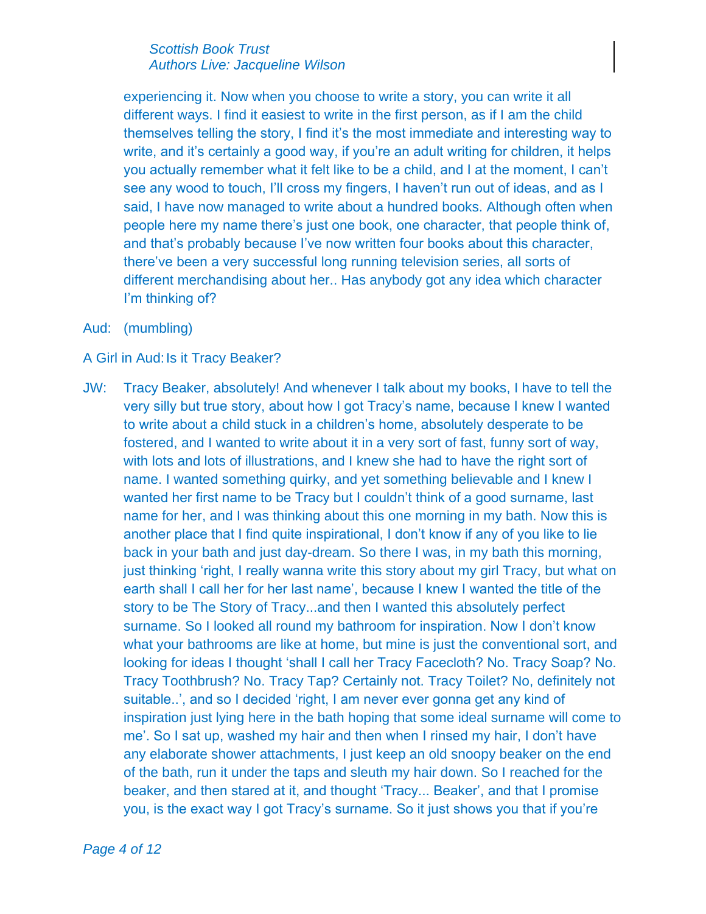experiencing it. Now when you choose to write a story, you can write it all different ways. I find it easiest to write in the first person, as if I am the child themselves telling the story, I find it's the most immediate and interesting way to write, and it's certainly a good way, if you're an adult writing for children, it helps you actually remember what it felt like to be a child, and I at the moment, I can't see any wood to touch, I'll cross my fingers, I haven't run out of ideas, and as I said, I have now managed to write about a hundred books. Although often when people here my name there's just one book, one character, that people think of, and that's probably because I've now written four books about this character, there've been a very successful long running television series, all sorts of different merchandising about her.. Has anybody got any idea which character I'm thinking of?

Aud: (mumbling)

A Girl in Aud: Is it Tracy Beaker?

JW: Tracy Beaker, absolutely! And whenever I talk about my books, I have to tell the very silly but true story, about how I got Tracy's name, because I knew I wanted to write about a child stuck in a children's home, absolutely desperate to be fostered, and I wanted to write about it in a very sort of fast, funny sort of way, with lots and lots of illustrations, and I knew she had to have the right sort of name. I wanted something quirky, and yet something believable and I knew I wanted her first name to be Tracy but I couldn't think of a good surname, last name for her, and I was thinking about this one morning in my bath. Now this is another place that I find quite inspirational, I don't know if any of you like to lie back in your bath and just day-dream. So there I was, in my bath this morning, just thinking 'right, I really wanna write this story about my girl Tracy, but what on earth shall I call her for her last name', because I knew I wanted the title of the story to be The Story of Tracy...and then I wanted this absolutely perfect surname. So I looked all round my bathroom for inspiration. Now I don't know what your bathrooms are like at home, but mine is just the conventional sort, and looking for ideas I thought 'shall I call her Tracy Facecloth? No. Tracy Soap? No. Tracy Toothbrush? No. Tracy Tap? Certainly not. Tracy Toilet? No, definitely not suitable..', and so I decided 'right, I am never ever gonna get any kind of inspiration just lying here in the bath hoping that some ideal surname will come to me'. So I sat up, washed my hair and then when I rinsed my hair, I don't have any elaborate shower attachments, I just keep an old snoopy beaker on the end of the bath, run it under the taps and sleuth my hair down. So I reached for the beaker, and then stared at it, and thought 'Tracy... Beaker', and that I promise you, is the exact way I got Tracy's surname. So it just shows you that if you're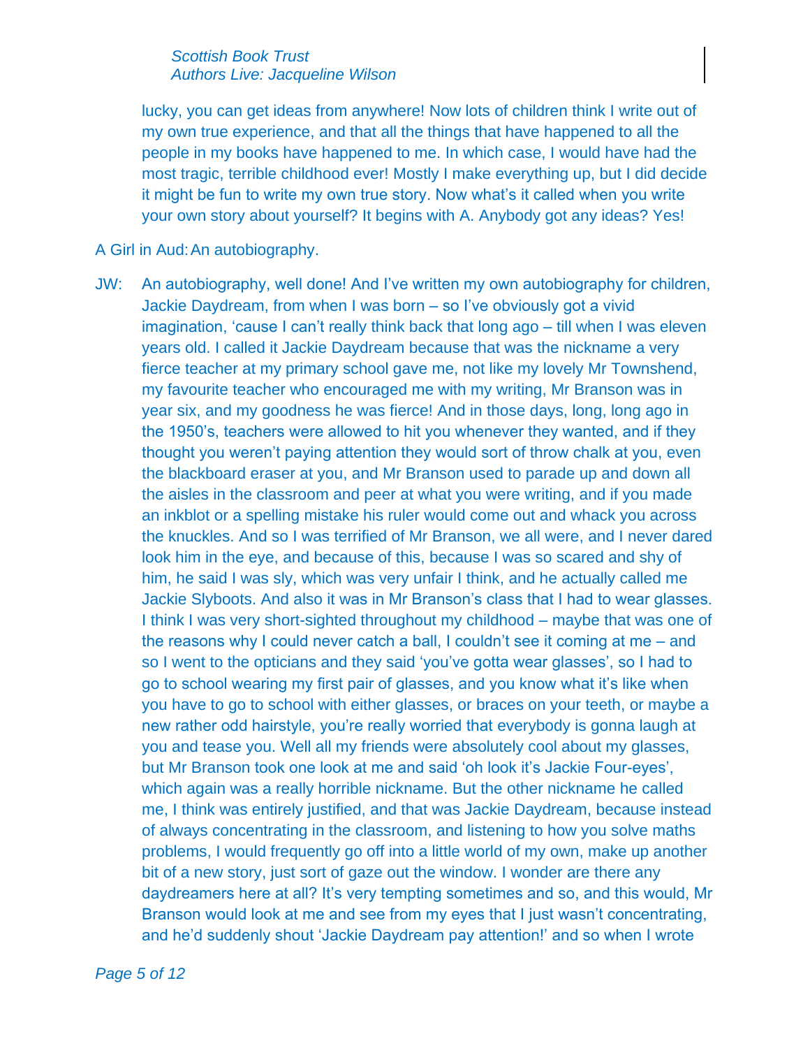lucky, you can get ideas from anywhere! Now lots of children think I write out of my own true experience, and that all the things that have happened to all the people in my books have happened to me. In which case, I would have had the most tragic, terrible childhood ever! Mostly I make everything up, but I did decide it might be fun to write my own true story. Now what's it called when you write your own story about yourself? It begins with A. Anybody got any ideas? Yes!

A Girl in Aud: An autobiography.

JW: An autobiography, well done! And I've written my own autobiography for children, Jackie Daydream, from when I was born – so I've obviously got a vivid imagination, 'cause I can't really think back that long ago – till when I was eleven years old. I called it Jackie Daydream because that was the nickname a very fierce teacher at my primary school gave me, not like my lovely Mr Townshend, my favourite teacher who encouraged me with my writing, Mr Branson was in year six, and my goodness he was fierce! And in those days, long, long ago in the 1950's, teachers were allowed to hit you whenever they wanted, and if they thought you weren't paying attention they would sort of throw chalk at you, even the blackboard eraser at you, and Mr Branson used to parade up and down all the aisles in the classroom and peer at what you were writing, and if you made an inkblot or a spelling mistake his ruler would come out and whack you across the knuckles. And so I was terrified of Mr Branson, we all were, and I never dared look him in the eye, and because of this, because I was so scared and shy of him, he said I was sly, which was very unfair I think, and he actually called me Jackie Slyboots. And also it was in Mr Branson's class that I had to wear glasses. I think I was very short-sighted throughout my childhood – maybe that was one of the reasons why I could never catch a ball, I couldn't see it coming at me – and so I went to the opticians and they said 'you've gotta wear glasses', so I had to go to school wearing my first pair of glasses, and you know what it's like when you have to go to school with either glasses, or braces on your teeth, or maybe a new rather odd hairstyle, you're really worried that everybody is gonna laugh at you and tease you. Well all my friends were absolutely cool about my glasses, but Mr Branson took one look at me and said 'oh look it's Jackie Four-eyes', which again was a really horrible nickname. But the other nickname he called me, I think was entirely justified, and that was Jackie Daydream, because instead of always concentrating in the classroom, and listening to how you solve maths problems, I would frequently go off into a little world of my own, make up another bit of a new story, just sort of gaze out the window. I wonder are there any daydreamers here at all? It's very tempting sometimes and so, and this would, Mr Branson would look at me and see from my eyes that I just wasn't concentrating, and he'd suddenly shout 'Jackie Daydream pay attention!' and so when I wrote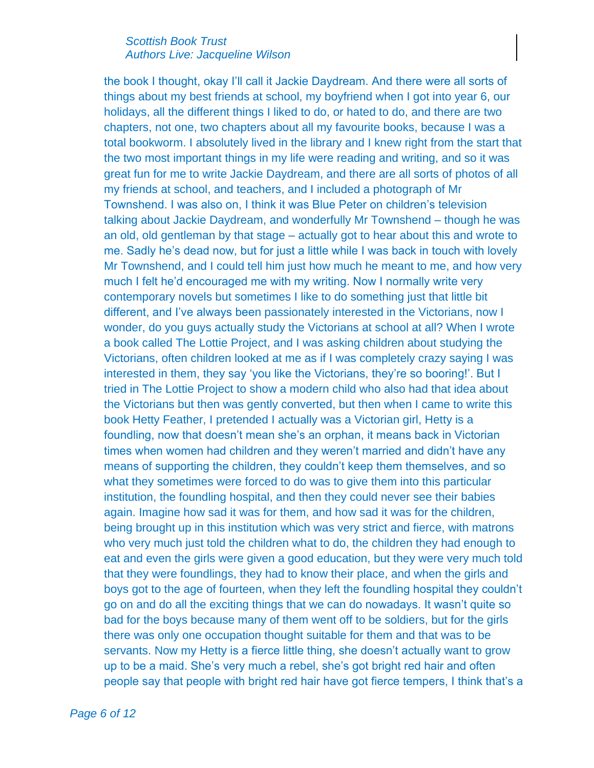the book I thought, okay I'll call it Jackie Daydream. And there were all sorts of things about my best friends at school, my boyfriend when I got into year 6, our holidays, all the different things I liked to do, or hated to do, and there are two chapters, not one, two chapters about all my favourite books, because I was a total bookworm. I absolutely lived in the library and I knew right from the start that the two most important things in my life were reading and writing, and so it was great fun for me to write Jackie Daydream, and there are all sorts of photos of all my friends at school, and teachers, and I included a photograph of Mr Townshend. I was also on, I think it was Blue Peter on children's television talking about Jackie Daydream, and wonderfully Mr Townshend – though he was an old, old gentleman by that stage – actually got to hear about this and wrote to me. Sadly he's dead now, but for just a little while I was back in touch with lovely Mr Townshend, and I could tell him just how much he meant to me, and how very much I felt he'd encouraged me with my writing. Now I normally write very contemporary novels but sometimes I like to do something just that little bit different, and I've always been passionately interested in the Victorians, now I wonder, do you guys actually study the Victorians at school at all? When I wrote a book called The Lottie Project, and I was asking children about studying the Victorians, often children looked at me as if I was completely crazy saying I was interested in them, they say 'you like the Victorians, they're so booring!'. But I tried in The Lottie Project to show a modern child who also had that idea about the Victorians but then was gently converted, but then when I came to write this book Hetty Feather, I pretended I actually was a Victorian girl, Hetty is a foundling, now that doesn't mean she's an orphan, it means back in Victorian times when women had children and they weren't married and didn't have any means of supporting the children, they couldn't keep them themselves, and so what they sometimes were forced to do was to give them into this particular institution, the foundling hospital, and then they could never see their babies again. Imagine how sad it was for them, and how sad it was for the children, being brought up in this institution which was very strict and fierce, with matrons who very much just told the children what to do, the children they had enough to eat and even the girls were given a good education, but they were very much told that they were foundlings, they had to know their place, and when the girls and boys got to the age of fourteen, when they left the foundling hospital they couldn't go on and do all the exciting things that we can do nowadays. It wasn't quite so bad for the boys because many of them went off to be soldiers, but for the girls there was only one occupation thought suitable for them and that was to be servants. Now my Hetty is a fierce little thing, she doesn't actually want to grow up to be a maid. She's very much a rebel, she's got bright red hair and often people say that people with bright red hair have got fierce tempers, I think that's a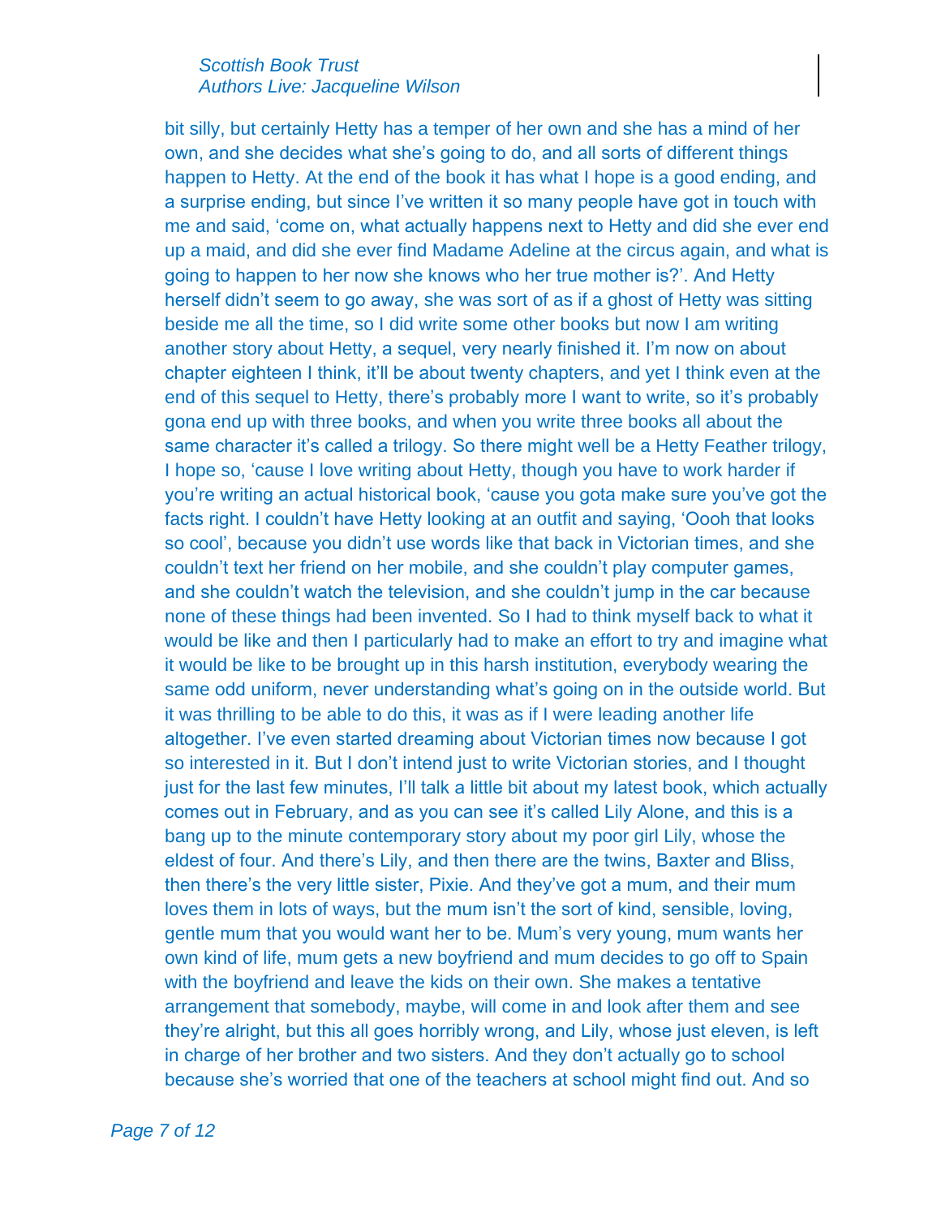bit silly, but certainly Hetty has a temper of her own and she has a mind of her own, and she decides what she's going to do, and all sorts of different things happen to Hetty. At the end of the book it has what I hope is a good ending, and a surprise ending, but since I've written it so many people have got in touch with me and said, 'come on, what actually happens next to Hetty and did she ever end up a maid, and did she ever find Madame Adeline at the circus again, and what is going to happen to her now she knows who her true mother is?'. And Hetty herself didn't seem to go away, she was sort of as if a ghost of Hetty was sitting beside me all the time, so I did write some other books but now I am writing another story about Hetty, a sequel, very nearly finished it. I'm now on about chapter eighteen I think, it'll be about twenty chapters, and yet I think even at the end of this sequel to Hetty, there's probably more I want to write, so it's probably gona end up with three books, and when you write three books all about the same character it's called a trilogy. So there might well be a Hetty Feather trilogy, I hope so, 'cause I love writing about Hetty, though you have to work harder if you're writing an actual historical book, 'cause you gota make sure you've got the facts right. I couldn't have Hetty looking at an outfit and saying, 'Oooh that looks so cool', because you didn't use words like that back in Victorian times, and she couldn't text her friend on her mobile, and she couldn't play computer games, and she couldn't watch the television, and she couldn't jump in the car because none of these things had been invented. So I had to think myself back to what it would be like and then I particularly had to make an effort to try and imagine what it would be like to be brought up in this harsh institution, everybody wearing the same odd uniform, never understanding what's going on in the outside world. But it was thrilling to be able to do this, it was as if I were leading another life altogether. I've even started dreaming about Victorian times now because I got so interested in it. But I don't intend just to write Victorian stories, and I thought just for the last few minutes, I'll talk a little bit about my latest book, which actually comes out in February, and as you can see it's called Lily Alone, and this is a bang up to the minute contemporary story about my poor girl Lily, whose the eldest of four. And there's Lily, and then there are the twins, Baxter and Bliss, then there's the very little sister, Pixie. And they've got a mum, and their mum loves them in lots of ways, but the mum isn't the sort of kind, sensible, loving, gentle mum that you would want her to be. Mum's very young, mum wants her own kind of life, mum gets a new boyfriend and mum decides to go off to Spain with the boyfriend and leave the kids on their own. She makes a tentative arrangement that somebody, maybe, will come in and look after them and see they're alright, but this all goes horribly wrong, and Lily, whose just eleven, is left in charge of her brother and two sisters. And they don't actually go to school because she's worried that one of the teachers at school might find out. And so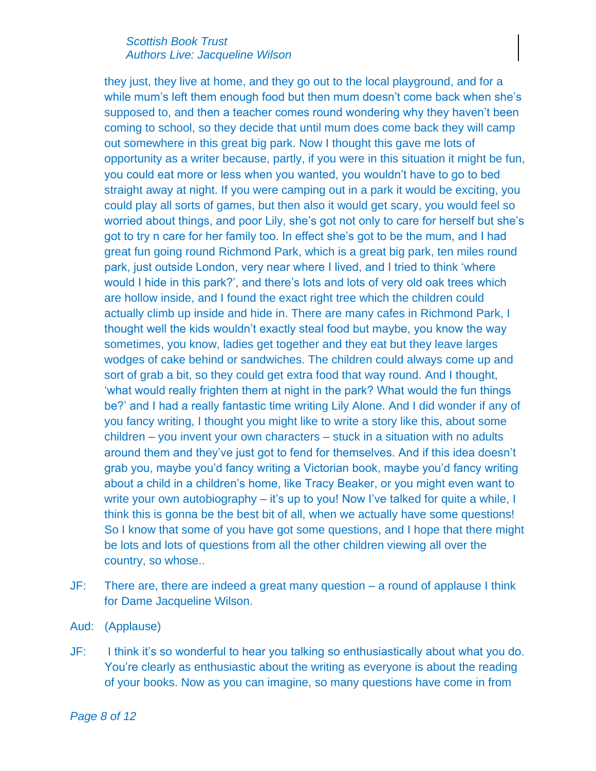they just, they live at home, and they go out to the local playground, and for a while mum's left them enough food but then mum doesn't come back when she's supposed to, and then a teacher comes round wondering why they haven't been coming to school, so they decide that until mum does come back they will camp out somewhere in this great big park. Now I thought this gave me lots of opportunity as a writer because, partly, if you were in this situation it might be fun, you could eat more or less when you wanted, you wouldn't have to go to bed straight away at night. If you were camping out in a park it would be exciting, you could play all sorts of games, but then also it would get scary, you would feel so worried about things, and poor Lily, she's got not only to care for herself but she's got to try n care for her family too. In effect she's got to be the mum, and I had great fun going round Richmond Park, which is a great big park, ten miles round park, just outside London, very near where I lived, and I tried to think 'where would I hide in this park?', and there's lots and lots of very old oak trees which are hollow inside, and I found the exact right tree which the children could actually climb up inside and hide in. There are many cafes in Richmond Park, I thought well the kids wouldn't exactly steal food but maybe, you know the way sometimes, you know, ladies get together and they eat but they leave larges wodges of cake behind or sandwiches. The children could always come up and sort of grab a bit, so they could get extra food that way round. And I thought, 'what would really frighten them at night in the park? What would the fun things be?' and I had a really fantastic time writing Lily Alone. And I did wonder if any of you fancy writing, I thought you might like to write a story like this, about some children – you invent your own characters – stuck in a situation with no adults around them and they've just got to fend for themselves. And if this idea doesn't grab you, maybe you'd fancy writing a Victorian book, maybe you'd fancy writing about a child in a children's home, like Tracy Beaker, or you might even want to write your own autobiography – it's up to you! Now I've talked for quite a while, I think this is gonna be the best bit of all, when we actually have some questions! So I know that some of you have got some questions, and I hope that there might be lots and lots of questions from all the other children viewing all over the country, so whose..

JF: There are, there are indeed a great many question – a round of applause I think for Dame Jacqueline Wilson.

Aud: (Applause)

JF: I think it's so wonderful to hear you talking so enthusiastically about what you do. You're clearly as enthusiastic about the writing as everyone is about the reading of your books. Now as you can imagine, so many questions have come in from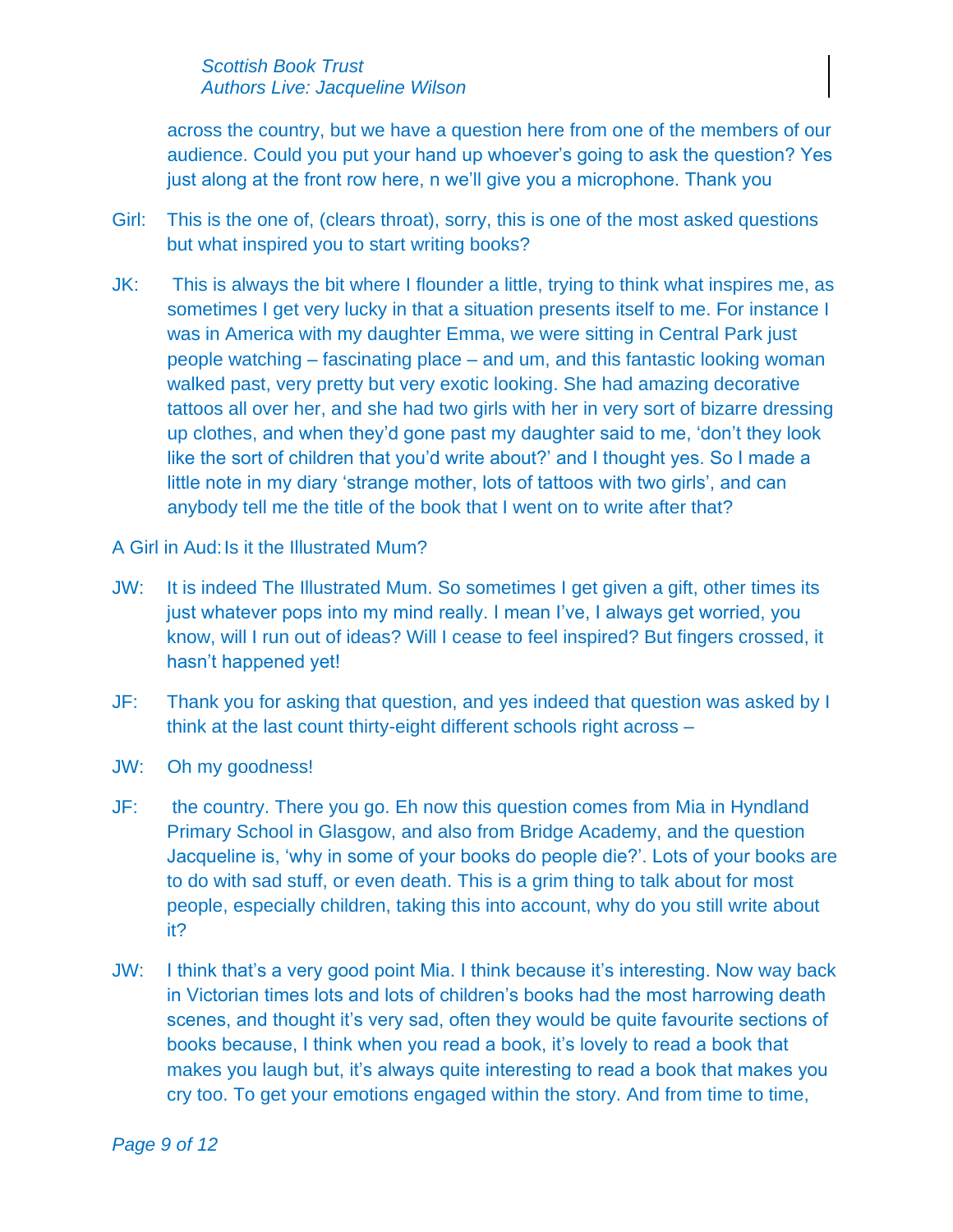across the country, but we have a question here from one of the members of our audience. Could you put your hand up whoever's going to ask the question? Yes just along at the front row here, n we'll give you a microphone. Thank you

Girl: This is the one of, (clears throat), sorry, this is one of the most asked questions but what inspired you to start writing books?

JK: This is always the bit where I flounder a little, trying to think what inspires me, as sometimes I get very lucky in that a situation presents itself to me. For instance I was in America with my daughter Emma, we were sitting in Central Park just people watching – fascinating place – and um, and this fantastic looking woman walked past, very pretty but very exotic looking. She had amazing decorative tattoos all over her, and she had two girls with her in very sort of bizarre dressing up clothes, and when they'd gone past my daughter said to me, 'don't they look like the sort of children that you'd write about?' and I thought yes. So I made a little note in my diary 'strange mother, lots of tattoos with two girls', and can anybody tell me the title of the book that I went on to write after that?

A Girl in Aud: Is it the Illustrated Mum?

JW: It is indeed The Illustrated Mum. So sometimes I get given a gift, other times its just whatever pops into my mind really. I mean I've, I always get worried, you know, will I run out of ideas? Will I cease to feel inspired? But fingers crossed, it hasn't happened yet!

JF: Thank you for asking that question, and yes indeed that question was asked by I think at the last count thirty-eight different schools right across –

JW: Oh my goodness!

JF: the country. There you go. Eh now this question comes from Mia in Hyndland Primary School in Glasgow, and also from Bridge Academy, and the question Jacqueline is, 'why in some of your books do people die?'. Lots of your books are to do with sad stuff, or even death. This is a grim thing to talk about for most people, especially children, taking this into account, why do you still write about it?

JW: I think that's a very good point Mia. I think because it's interesting. Now way back in Victorian times lots and lots of children's books had the most harrowing death scenes, and thought it's very sad, often they would be quite favourite sections of books because, I think when you read a book, it's lovely to read a book that makes you laugh but, it's always quite interesting to read a book that makes you cry too. To get your emotions engaged within the story. And from time to time,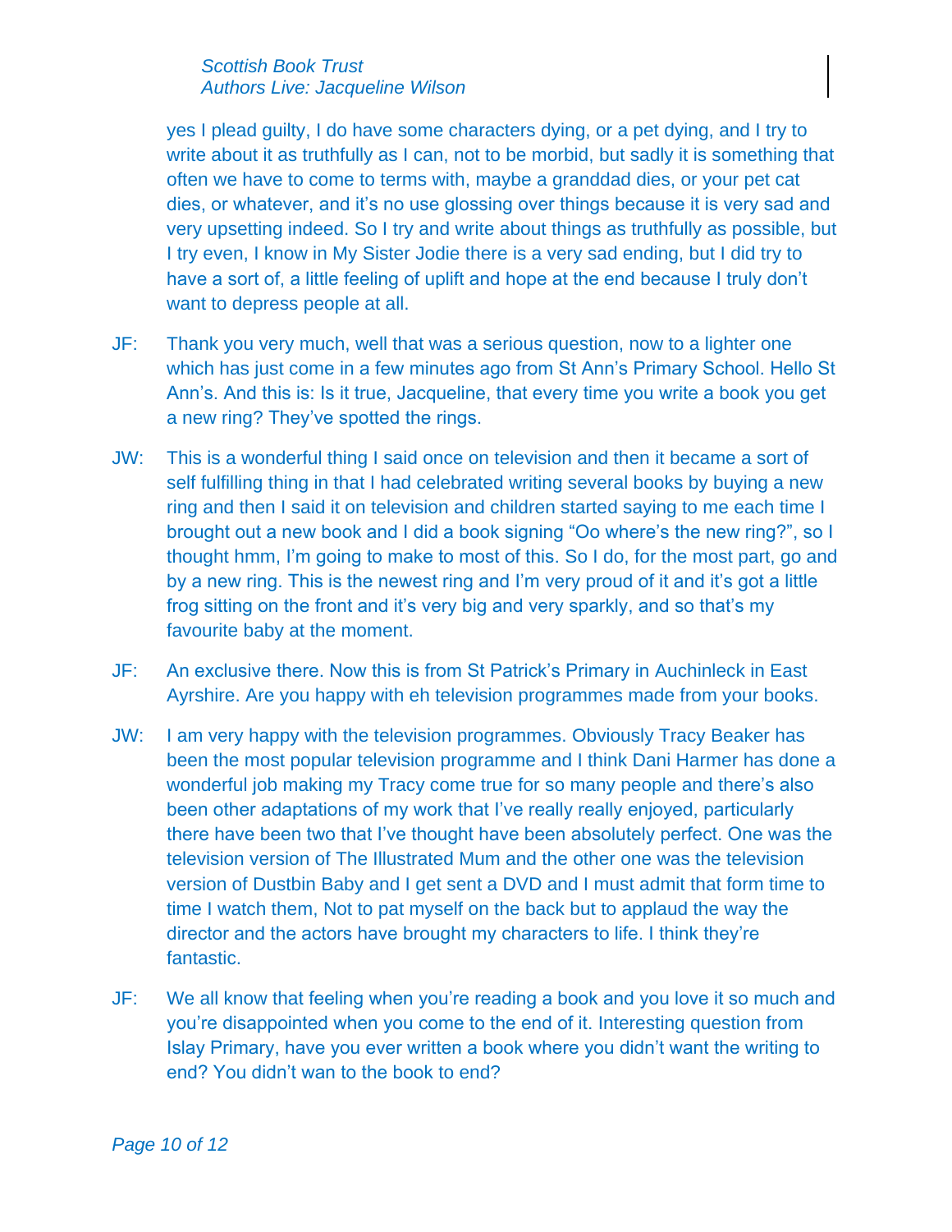yes I plead guilty, I do have some characters dying, or a pet dying, and I try to write about it as truthfully as I can, not to be morbid, but sadly it is something that often we have to come to terms with, maybe a granddad dies, or your pet cat dies, or whatever, and it's no use glossing over things because it is very sad and very upsetting indeed. So I try and write about things as truthfully as possible, but I try even, I know in My Sister Jodie there is a very sad ending, but I did try to have a sort of, a little feeling of uplift and hope at the end because I truly don't want to depress people at all.

JF: Thank you very much, well that was a serious question, now to a lighter one which has just come in a few minutes ago from St Ann's Primary School. Hello St Ann's. And this is: Is it true, Jacqueline, that every time you write a book you get a new ring? They've spotted the rings.

JW: This is a wonderful thing I said once on television and then it became a sort of self fulfilling thing in that I had celebrated writing several books by buying a new ring and then I said it on television and children started saying to me each time I brought out a new book and I did a book signing "Oo where's the new ring?", so I thought hmm, I'm going to make to most of this. So I do, for the most part, go and by a new ring. This is the newest ring and I'm very proud of it and it's got a little frog sitting on the front and it's very big and very sparkly, and so that's my favourite baby at the moment.

JF: An exclusive there. Now this is from St Patrick's Primary in Auchinleck in East Ayrshire. Are you happy with eh television programmes made from your books.

JW: I am very happy with the television programmes. Obviously Tracy Beaker has been the most popular television programme and I think Dani Harmer has done a wonderful job making my Tracy come true for so many people and there's also been other adaptations of my work that I've really really enjoyed, particularly there have been two that I've thought have been absolutely perfect. One was the television version of The Illustrated Mum and the other one was the television version of Dustbin Baby and I get sent a DVD and I must admit that form time to time I watch them, Not to pat myself on the back but to applaud the way the director and the actors have brought my characters to life. I think they're fantastic.

JF: We all know that feeling when you're reading a book and you love it so much and you're disappointed when you come to the end of it. Interesting question from Islay Primary, have you ever written a book where you didn't want the writing to end? You didn't wan to the book to end?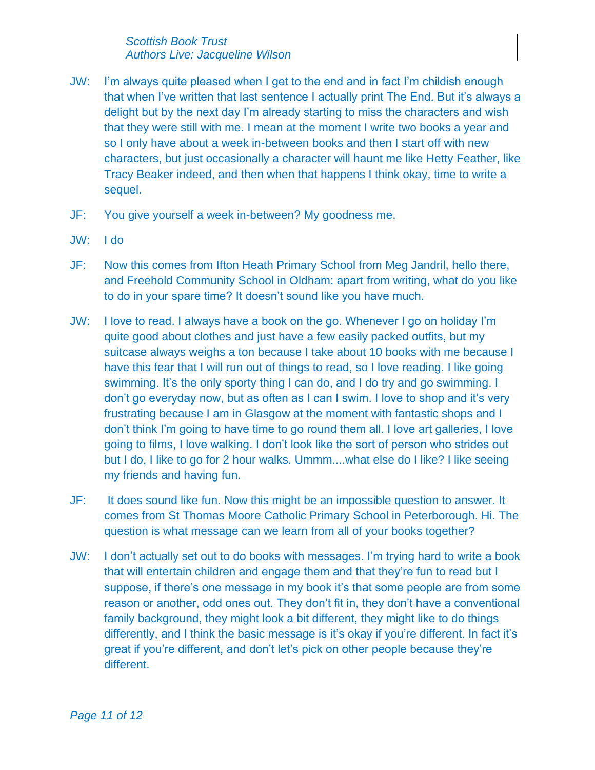JW: I'm always quite pleased when I get to the end and in fact I'm childish enough that when I've written that last sentence I actually print The End. But it's always a delight but by the next day I'm already starting to miss the characters and wish that they were still with me. I mean at the moment I write two books a year and so I only have about a week in-between books and then I start off with new characters, but just occasionally a character will haunt me like Hetty Feather, like Tracy Beaker indeed, and then when that happens I think okay, time to write a sequel.

JF: You give yourself a week in-between? My goodness me.

JW: I do

JF: Now this comes from Ifton Heath Primary School from Meg Jandril, hello there, and Freehold Community School in Oldham: apart from writing, what do you like to do in your spare time? It doesn't sound like you have much.

JW: I love to read. I always have a book on the go. Whenever I go on holiday I'm quite good about clothes and just have a few easily packed outfits, but my suitcase always weighs a ton because I take about 10 books with me because I have this fear that I will run out of things to read, so I love reading. I like going swimming. It's the only sporty thing I can do, and I do try and go swimming. I don't go everyday now, but as often as I can I swim. I love to shop and it's very frustrating because I am in Glasgow at the moment with fantastic shops and I don't think I'm going to have time to go round them all. I love art galleries, I love going to films, I love walking. I don't look like the sort of person who strides out but I do, I like to go for 2 hour walks. Ummm....what else do I like? I like seeing my friends and having fun.

JF: It does sound like fun. Now this might be an impossible question to answer. It comes from St Thomas Moore Catholic Primary School in Peterborough. Hi. The question is what message can we learn from all of your books together?

JW: I don't actually set out to do books with messages. I'm trying hard to write a book that will entertain children and engage them and that they're fun to read but I suppose, if there's one message in my book it's that some people are from some reason or another, odd ones out. They don't fit in, they don't have a conventional family background, they might look a bit different, they might like to do things differently, and I think the basic message is it's okay if you're different. In fact it's great if you're different, and don't let's pick on other people because they're different.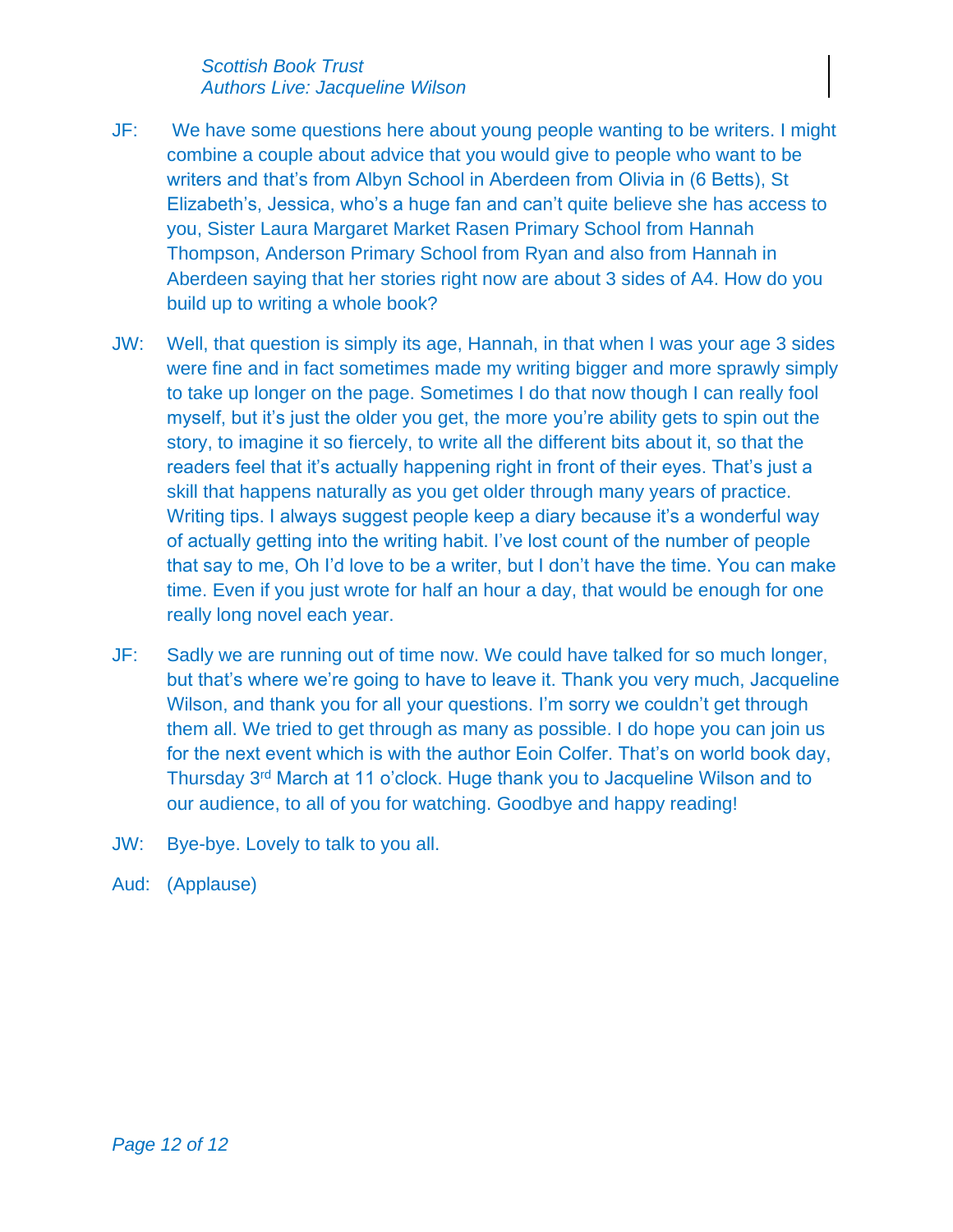JF: We have some questions here about young people wanting to be writers. I might combine a couple about advice that you would give to people who want to be writers and that's from Albyn School in Aberdeen from Olivia in (6 Betts), St Elizabeth's, Jessica, who's a huge fan and can't quite believe she has access to you, Sister Laura Margaret Market Rasen Primary School from Hannah Thompson, Anderson Primary School from Ryan and also from Hannah in Aberdeen saying that her stories right now are about 3 sides of A4. How do you build up to writing a whole book?

JW: Well, that question is simply its age, Hannah, in that when I was your age 3 sides were fine and in fact sometimes made my writing bigger and more sprawly simply to take up longer on the page. Sometimes I do that now though I can really fool myself, but it's just the older you get, the more you're ability gets to spin out the story, to imagine it so fiercely, to write all the different bits about it, so that the readers feel that it's actually happening right in front of their eyes. That's just a skill that happens naturally as you get older through many years of practice. Writing tips. I always suggest people keep a diary because it's a wonderful way of actually getting into the writing habit. I've lost count of the number of people that say to me, Oh I'd love to be a writer, but I don't have the time. You can make time. Even if you just wrote for half an hour a day, that would be enough for one really long novel each year.

JF: Sadly we are running out of time now. We could have talked for so much longer, but that's where we're going to have to leave it. Thank you very much, Jacqueline Wilson, and thank you for all your questions. I'm sorry we couldn't get through them all. We tried to get through as many as possible. I do hope you can join us for the next event which is with the author Eoin Colfer. That's on world book day, Thursday 3rd March at 11 o'clock. Huge thank you to Jacqueline Wilson and to our audience, to all of you for watching. Goodbye and happy reading!

JW: Bye-bye. Lovely to talk to you all.

Aud: (Applause)